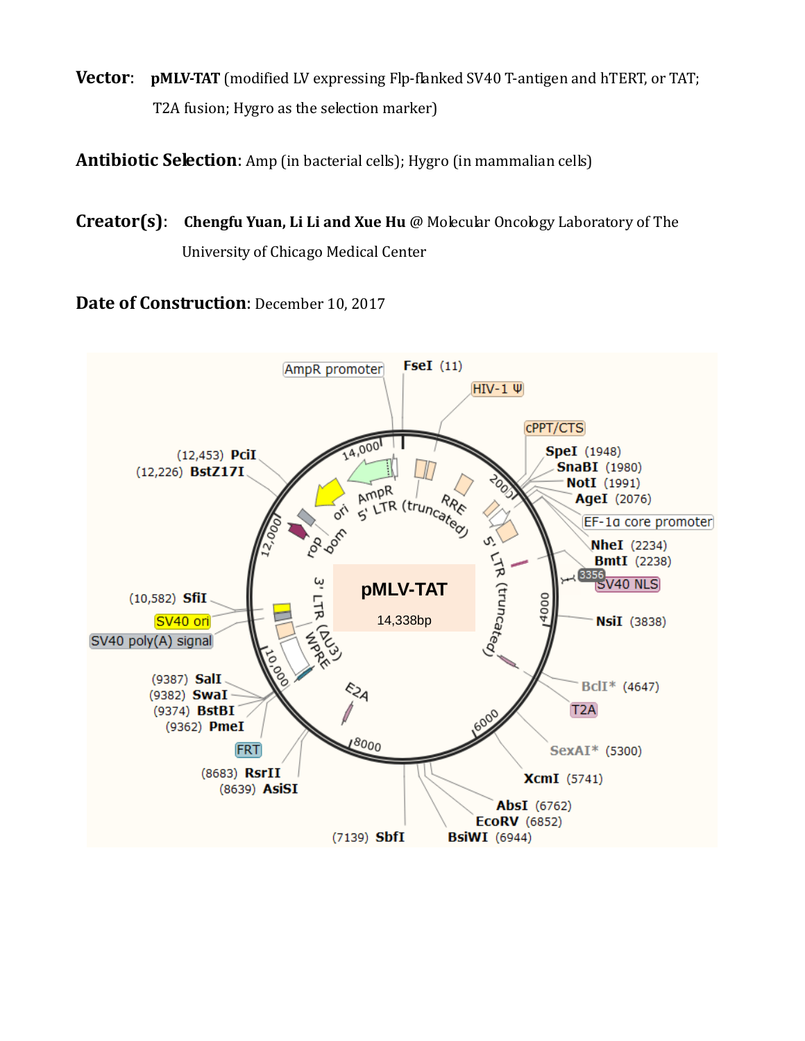**Vector**: **pMLV-TAT** (modified LV expressing Flp-flanked SV40 T-antigen and hTERT, or TAT; T2A fusion; Hygro as the selection marker)

**Antibiotic Selection**: Amp (in bacterial cells); Hygro (in mammalian cells)

**Creator(s)**: **Chengfu Yuan, Li Li and Xue Hu** @ Molecular Oncology Laboratory of The University of Chicago Medical Center

**Date of Construction**: December 10, 2017

**pMLV-TAT**

14,338bp

- FseI (11)
- HIV-1 Ψ
- cPPT/CTS
- SpeI (1948)
- SnaBI (1980)
- NotI (1991)
- AgeI (2076)
- EF-1α core promoter
- NheI (2234)
- BmtI (2238)
- 3356 SV40 NLS
- NsiI (3838)
- BclI* (4647)
- T2A
- SexAI* (5300)
- XcmI (5741)
- AbsI (6762)
- EcoRV (6852)
- BsiWI (6944)
- (7139) SbfI
- (8639) AsiSI
- (8683) RsrII
- FRT
- (9362) PmeI
- (9374) BstBI
- (9382) SwaI
- (9387) SalI
- SV40 poly(A) signal
- SV40 ori
- (10,582) SfiI
- (12,226) BstZ17I
- (12,453) PciI
- AmpR promoter
- AmpR
- ori
- bom
- rop
- 5' LTR (truncated)
- RRE
- 5' LTR (truncated)
- E2A
- WPRE
- 3' LTR (ΔU3)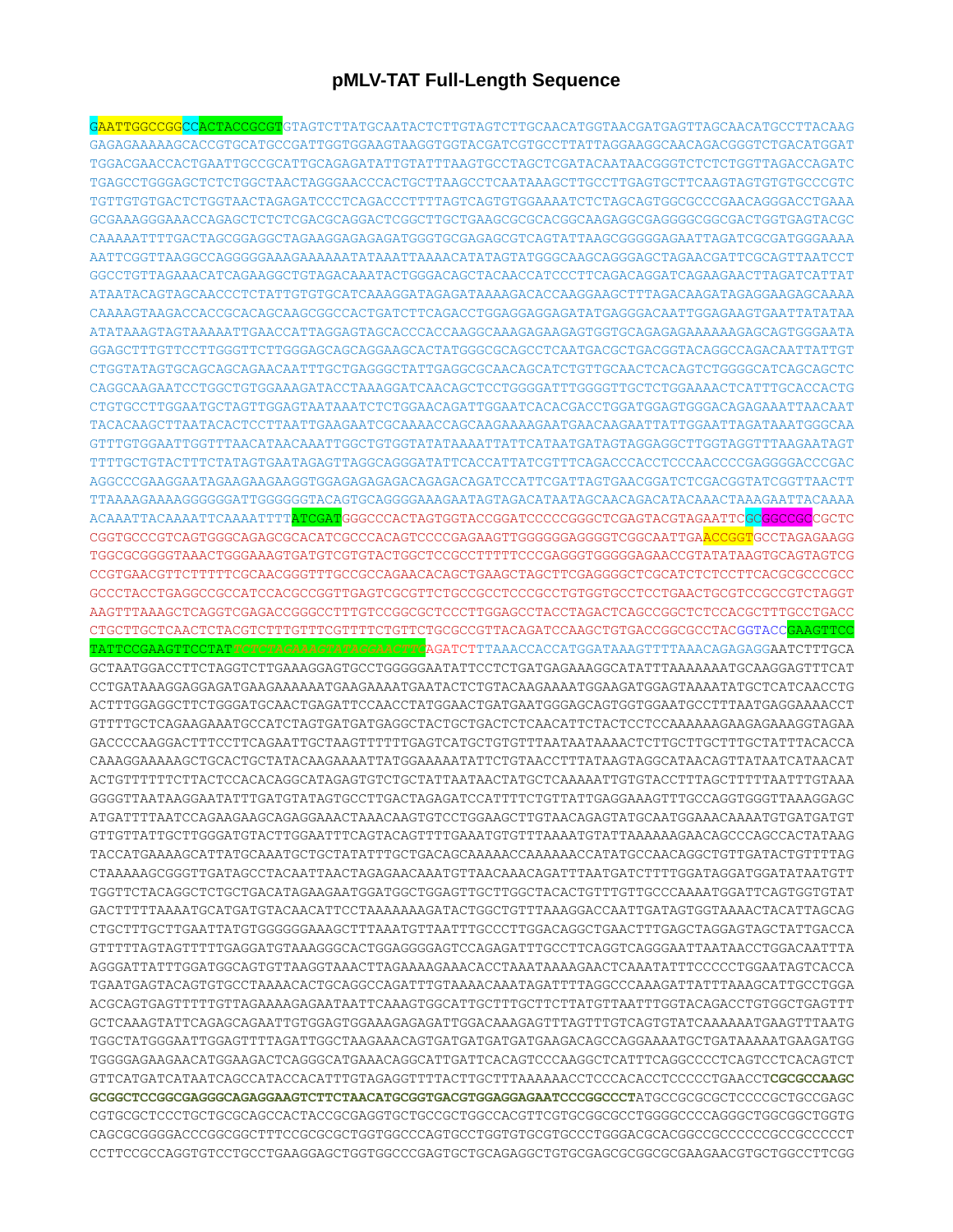# pMLV-TAT Full-Length Sequence

GAATTGGCCGGCCACTACCGCGTGTAGTCTTATGCAATACTCTTGTAGTCTTGCAACATGGTAACGATGAGTTAGCAACATGCCTTACAAG
GAGAGAAAAAGCACCGTGCATGCCGATTGGTGGAAGTAAGGTGGTACGATCGTGCCTTATTAGGAAGGCAACAGACGGGTCTGACATGGAT
TGGACGAACCACTGAATTGCCGCATTGCAGAGATATTGTATTTAAGTGCCTAGCTCGATACAATAAACGGGTCTCTCTGGTTAGACCAGATC
TGAGCCTGGGAGCTCTCTGGCTAACTAGGGAACCCACTGCTTAAGCCTCAATAAAGCTTGCCTTGAGTGCTTCAAGTAGTGTGTGCCCGTC
TGTTGTGTGACTCTGGTAACTAGAGATCCCTCAGACCCTTTTAGTCAGTGTGGAAAATCTCTAGCAGTGGCGCCCGAACAGGGACCTGAAA
GCGAAAGGGAAACCAGAGCTCTCTCGACGCAGGACTCGGCTTGCTGAAGCGCGCACGGCAAGAGGCGAGGGGCGGCGACTGGTGAGTACGC
CAAAAATTTTGACTAGCGGAGGCTAGAAGGAGAGAGATGGGTGCGAGAGCGTCAGTATTAAGCGGGGGAGAATTAGATCGCGATGGGAAAA
AATTCGGTTAAGGCCAGGGGGAAAGAAAAAATATAAATTAAAACATATAGTATGGGCAAGCAGGGAGCTAGAACGATTCGCAGTTAATCCT
GGCCTGTTAGAAACATCAGAAGGCTGTAGACAAATACTGGGACAGCTACAACCATCCCTTCAGACAGGATCAGAAGAACTTAGATCATTAT
ATAATACAGTAGCAACCCTCTATTGTGTGCATCAAAGGATAGAGATAAAAGACACCAAGGAAGCTTTAGACAAGATAGAGGAAGAGCAAAA
CAAAAGTAAGACCACCGCACAGCAAGCGGCCACTGATCTTCAGACCTGGAGGAGGAGATATGAGGGACAATTGGAGAAGTGAATTATATAA
ATATAAAGTAGTAAAAATTGAACCATTAGGAGTAGCACCCACCAAGGCAAAGAGAAGAGTGGTGCAGAGAGAAAAAAGAGCAGTGGGAATA
GGAGCTTTGTTCCTTGGGTTCTTGGGAGCAGCAGGAAGCACTATGGGCGCAGCCTCAATGACGCTGACGGTACAGGCCAGACAATTATTGT
CTGGTATAGTGCAGCAGCAGAACAATTTGCTGAGGGCTATTGAGGCGCAACAGCATCTGTTGCAACTCACAGTCTGGGGCATCAGCAGCTC
CAGGCAAGAATCCTGGCTGTGGAAAGATACCTAAAGGATCAACAGCTCCTGGGGATTTGGGGTTGCTCTGGAAAACTCATTTGCACCACTG
CTGTGCCTTGGAATGCTAGTTGGAGTAATAAATCTCTGGAACAGATTGGAATCACACGACCTGGATGGAGTGGGACAGAGAAATTAACAAT
TACACAAGCTTAATACACTCCTTAATTGAAGAATCGCAAAACCAGCAAGAAAAGAATGAACAAGAATTATTGGAATTAGATAAATGGGCAA
GTTTGTGGAATTGGTTTAACATAACAAATTGGCTGTGGTATATAAAATTATTCATAATGATAGTAGGAGGCTTGGTAGGTTTAAGAATAGT
TTTTGCTGTACTTTCTATAGTGAATAGAGTTAGGCAGGGATATTCACCATTATCGTTTCAGACCCACCTCCCAACCCCGAGGGGACCCGAC
AGGCCCGAAGGAATAGAAGAAGAAGGTGGAGAGAGAGACAGAGACAGATCCATTCGATTAGTGAACGGATCTCGACGGTATCGGTTAACTT
TTAAAAGAAAAGGGGGGATTGGGGGGTACAGTGCAGGGGAAAGAATAGTAGACATAATAGCAACAGACATACAAACTAAAGAATTACAAAA
ACAAATTACAAAATTCAAAATTTTATCGATGGGCCCACTAGTGGTACCGGATCCCCCGGGCTCGAGTACGTAGAATTCGCGGCCGCCGCTC
CGGTGCCCGTCAGTGGGCAGAGCGCACATCGCCCACAGTCCCCGAGAAGTTGGGGGGAGGGGTCGGCAATTGAACCGGTGCCTAGAGAAGG
TGGCGCGGGGTAAACTGGGAAAGTGATGTCGTGTACTGGCTCCGCCTTTTTCCCGAGGGTGGGGGAGAACCGTATATAAGTGCAGTAGTCG
CCGTGAACGTTCTTTTTCGCAACGGGTTTGCCGCCAGAACACAGCTGAAGCTAGCTTCGAGGGGCTCGCATCTCTCCTTCACGCGCCCGCC
GCCCTACCTGAGGCCGCCATCCACGCCGGTTGAGTCGCGTTCTGCCGCCTCCCGCCTGTGGTGCCTCCTGAACTGCGTCCGCCGTCTAGGT
AAGTTTAAAGCTCAGGTCGAGACCGGGCCTTTGTCCGGCGCTCCCTTGGAGCCTACCTAGACTCAGCCGGCTCTCCACGCTTTGCCTGACC
CTGCTTGCTCAACTCTACGTCTTTGTTTCGTTTTCTGTTCTGCGCCGTTACAGATCCAAGCTGTGACCGGCGCCTACGGTACCGAAGTTCC
TATTCCGAAGTTCCTATTCTCTAGAAAGTATAGGAACTTCAGATCTTTAAACCACCATGGATAAAGTTTTAAACAGAGAGGAATCTTTGCA
GCTAATGGACCTTCTAGGTCTTGAAAGGAGTGCCTGGGGGAATATTCCTCTGATGAGAAAGGCATATTTAAAAAAATGCAAGGAGTTTCAT
CCTGATAAAGGAGGAGATGAAGAAAAAATGAAGAAAATGAATACTCTGTACAAGAAAATGGAAGATGGAGTAAAATATGCTCATCAACCTG
ACTTTGGAGGCTTCTGGGATGCAACTGAGATTCCAACCTATGGAACTGATGAATGGGAGCAGTGGTGGAATGCCTTTAATGAGGAAAACCT
GTTTTGCTCAGAAGAAATGCCATCTAGTGATGATGAGGCTACTGCTGACTCTCAACATTCTACTCCTCCAAAAAAGAAGAGAAAGGTAGAA
GACCCCAAGGACTTTCCTTCAGAATTGCTAAGTTTTTTGAGTCATGCTGTGTTTAATAATAAAACTCTTGCTTGCTTTGCTATTTACACCA
CAAAGGAAAAAGCTGCACTGCTATACAAGAAAATTATGGAAAAATATTCTGTAACCTTTATAAGTAGGCATAACAGTTATAATCATAACAT
ACTGTTTTTTCTTACTCCACACAGGCATAGAGTGTCTGCTATTAATAACTATGCTCAAAAATTGTGTACCTTTAGCTTTTTAATTTGTAAA
GGGGTTAATAAGGAATATTTGATGTATAGTGCCTTGACTAGAGATCCATTTTCTGTTATTGAGGAAAGTTTGCCAGGTGGGTTAAAGGAGC
ATGATTTTAATCCAGAAGAAGCAGAGGAAACTAAACAAGTGTCCTGGAAGCTTGTAACAGAGTATGCAATGGAAACAAAATGTGATGATGT
GTTGTTATTGCTTGGGATGTACTTGGAATTTCAGTACAGTTTTGAAATGTGTTTAAAATGTATTAAAAAAGAACAGCCCAGCCACTATAAG
TACCATGAAAAGCATTATGCAAATGCTGCTATATTTGCTGACAGCAAAAACCAAAAAACCATATGCCAACAGGCTGTTGATACTGTTTTAG
CTAAAAAGCGGGTTGATAGCCTACAATTAACTAGAGAACAAATGTTAACAAACAGATTTAATGATCTTTTGGATAGGATGGATATAATGTT
TGGTTCTACAGGCTCTGCTGACATAGAAGAATGGATGGCTGGAGTTGCTTGGCTACACTGTTTGTTGCCCAAAATGGATTCAGTGGTGTAT
GACTTTTTAAAATGCATGATGTACAACATTCCTAAAAAAAGATACTGGCTGTTTAAAGGACCAATTGATAGTGGTAAAACTACATTAGCAG
CTGCTTTGCTTGAATTATGTGGGGGGAAAGCTTTAAATGTTAATTTGCCCTTGGACAGGCTGAACTTTGAGCTAGGAGTAGCTATTGACCA
GTTTTTAGTAGTTTTTGAGGATGTAAAGGGCACTGGAGGGGAGTCCAGAGATTTGCCTTCAGGTCAGGGAATTAATAACCTGGACAATTTA
AGGGATTATTTGGATGGCAGTGTTAAGGTAAACTTAGAAAAGAAACACCTAAATAAAAGAACTCAAATATTTCCCCCTGGAATAGTCACCA
TGAATGAGTACAGTGTGCCTAAAACACTGCAGGCCAGATTTGTAAAACAAATAGATTTTAGGCCCAAAGATTATTTAAAGCATTGCCTGGA
ACGCAGTGAGTTTTTGTTAGAAAAGAGAATAATTCAAAGTGGCATTGCTTTGCTTCTTATGTTAATTTGGTACAGACCTGTGGCTGAGTTT
GCTCAAAGTATTCAGAGCAGAATTGTGGAGTGGAAAGAGAGATTGGACAAAGAGTTTAGTTTGTCAGTGTATCAAAAAATGAAGTTTAATG
TGGCTATGGGAATTGGAGTTTTAGATTGGCTAAGAAACAGTGATGATGATGATGAAGACAGCCAGGAAAATGCTGATAAAAATGAAGATGG
TGGGGAGAAGAACATGGAAGACTCAGGGCATGAAACAGGCATTGATTCACAGTCCCAAGGCTCATTTCAGGCCCCTCAGTCCTCACAGTCT
GTTCATGATCATAATCAGCCATACCACATTTGTAGAGGTTTTACTTGCTTTAAAAAACCTCCCACACCTCCCCCTGAACCT**CGCGCCAAGC**
**GCGGCTCCGGCGAGGGCAGAGGAAGTCTTCTAACATGCGGTGACGTGGAGGAGAATCCCGGCCCT**ATGCCGCGCGCTCCCCGCTGCCGAGC
CGTGCGCTCCCTGCTGCGCAGCCACTACCGCGAGGTGCTGCCGCTGGCCACGTTCGTGCGGCGCCTGGGGCCCCAGGGCTGGCGGCTGGTG
CAGCGCGGGGACCCGGCGGCTTTCCGCGCGCTGGTGGCCCAGTGCCTGGTGTGCGTGCCCTGGGACGCACGGCCGCCCCCCGCCGCCCCCT
CCTTCCGCCAGGTGTCCTGCCTGAAGGAGCTGGTGGCCCGAGTGCTGCAGAGGCTGTGCGAGCGCGGCGCGAAGAACGTGCTGGCCTTCGG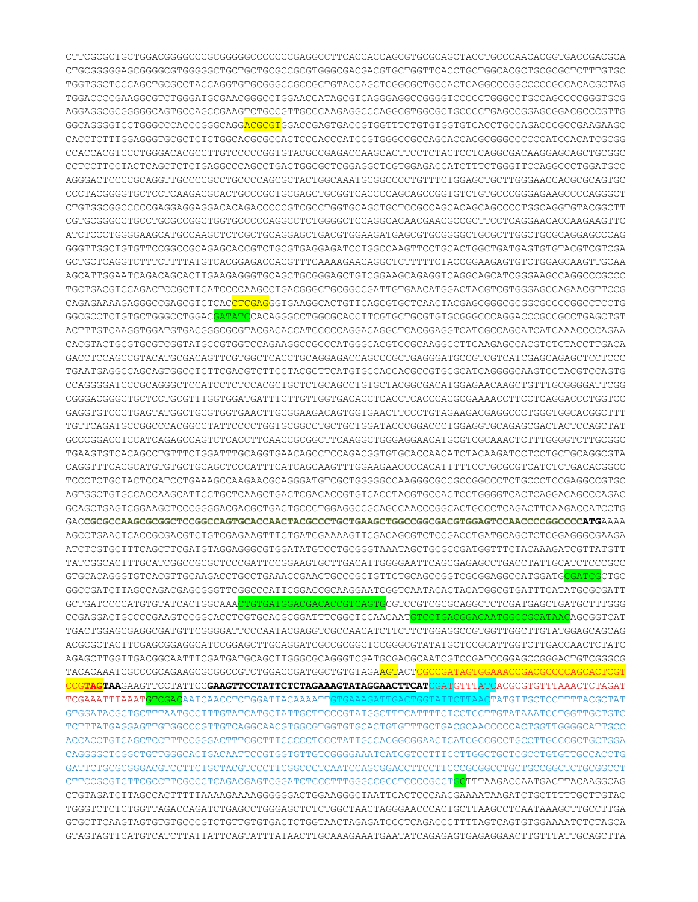CTTCGCGCTGCTGGACGGGGCCCGCGGGGGCCCCCCCGAGGCCTTCACCACCAGCGTGCGCAGCTACCTGCCCAACACGGTGACCGACGCA
CTGCGGGGGAGCGGGGCGTGGGGGCTGCTGCTGCGCCGCGTGGGCGACGACGTGCTGGTTCACCTGCTGGCACGCTGCGCGCTCTTTGTGC
TGGTGGCTCCCAGCTGCGCCTACCAGGTGTGCGGGCCGCCGCTGTACCAGCTCGGCGCTGCCACTCAGGCCCGGCCCCCGCCACACGCTAG
TGGACCCCGAAGGCGTCTGGGATGCGAACGGGCCTGGAACCATAGCGTCAGGGAGGCCGGGGTCCCCCTGGGCCTGCCAGCCCCGGGTGCG
AGGAGGCGCGGGGGCAGTGCCAGCCGAAGTCTGCCGTTGCCCAAGAGGCCCAGGCGTGGCGCTGCCCCTGAGCCGGAGCGGACGCCCGTTG
GGCAGGGGTCCTGGGCCCACCCGGGCAGGACGCGTGGACCGAGTGACCGTGGTTTCTGTGTGGTGTCACCTGCCAGACCCGCCGAAGAAGC
CACCTCTTTGGAGGGTGCGCTCTCTGGCACGCGCCACTCCCACCCATCCGTGGGCCGCCAGCACCACGCGGGCCCCCCATCCACATCGCGG
CCACCACGTCCCTGGGACACGCCTTGTCCCCCGGTGTACGCCGAGACCAAGCACTTCCTCTACTCCTCAGGCGACAAGGAGCAGCTGCGGC
CCTCCTTCCTACTCAGCTCTCTGAGGCCCAGCCTGACTGGCGCTCGGAGGCTCGTGGAGACCATCTTTCTGGGTTCCAGGCCCTGGATGCC
AGGGACTCCCCGCAGGTTGCCCCGCCTGCCCCAGCGCTACTGGCAAATGCGGCCCCTGTTTCTGGAGCTGCTTGGGAACCACGCGCAGTGC
CCCTACGGGGTGCTCCTCAAGACGCACTGCCCGCTGCGAGCTGCGGTCACCCCAGCAGCCGGTGTCTGTGCCCGGGAGAAGCCCCAGGGCT
CTGTGGCGGCCCCCGAGGAGGAGGACACAGACCCCCGTCGCCTGGTGCAGCTGCTCCGCCAGCACAGCAGCCCCTGGCAGGTGTACGGCTT
CGTGCGGGCCTGCCTGCGCCGGCTGGTGCCCCCAGGCCTCTGGGGCTCCAGGCACAACGAACGCCGCTTCCTCAGGAACACCAAGAAGTTC
ATCTCCCTGGGGAAGCATGCCAAGCTCTCGCTGCAGGAGCTGACGTGGAAGATGAGCGTGCGGGGCTGCGCTTGGCTGCGCAGGAGCCCAG
GGGTTGGCTGTGTTCCGGCCGCAGAGCACCGTCTGCGTGAGGAGATCCTGGCCAAGTTCCTGCACTGGCTGATGAGTGTGTACGTCGTCGA
GCTGCTCAGGTCTTTCTTTTATGTCACGGAGACCACGTTTCAAAAGAACAGGCTCTTTTTCTACCGGAAGAGTGTCTGGAGCAAGTTGCAA
AGCATTGGAATCAGACAGCACTTGAAGAGGGTGCAGCTGCGGGAGCTGTCGGAAGCAGAGGTCAGGCAGCATCGGGAAGCCAGGCCCGCCC
TGCTGACGTCCAGACTCCGCTTCATCCCCAAGCCTGACGGGCTGCGGCCGATTGTGAACATGGACTACGTCGTGGGAGCCAGAACGTTCCG
CAGAGAAAAGAGGGCCGAGCGTCTCACCTCGAGGGTGAAGGCACTGTTCAGCGTGCTCAACTACGAGCGGGCGCGGCGCCCCGGCCTCCTG
GGCGCCTCTGTGCTGGGCCTGGACGATATCCACAGGGCCTGGCGCACCTTCGTGCTGCGTGTGCGGGCCCAGGACCCGCCGCCTGAGCTGT
ACTTTGTCAAGGTGGATGTGACGGGCGCGTACGACACCATCCCCCAGGACAGGCTCACGGAGGTCATCGCCAGCATCATCAAACCCCAGAA
CACGTACTGCGTGCGTCGGTATGCCGTGGTCCAGAAGGCCGCCCATGGGCACGTCCGCAAGGCCTTCAAGAGCCACGTCTCTACCTTGACA
GACCTCCAGCCGTACATGCGACAGTTCGTGGCTCACCTGCAGGAGACCAGCCCGCTGAGGGATGCCGTCGTCATCGAGCAGAGCTCCTCCC
TGAATGAGGCCAGCAGTGGCCTCTTCGACGTCTTCCTACGCTTCATGTGCCACCACGCCGTGCGCATCAGGGGCAAGTCCTACGTCCAGTG
CCAGGGGATCCCGCAGGGCTCCATCCTCTCCACGCTGCTCTGCAGCCTGTGCTACGGCGACATGGAGAACAAGCTGTTTGCGGGGATTCGG
CGGGACGGGCTGCTCCTGCGTTTGGTGGATGATTTCTTGTTGGTGACACCTCACCTCACCCACGCGAAAACCTTCCTCAGGACCCTGGTCC
GAGGTGTCCCTGAGTATGGCTGCGTGGTGAACTTGCGGAAGACAGTGGTGAACTTCCCTGTAGAAGACGAGGCCCTGGGTGGCACGGCTTT
TGTTCAGATGCCGGCCCACGGCCTATTCCCCTGGTGCGGCCTGCTGCTGGATACCCGGACCCTGGAGGTGCAGAGCGACTACTCCAGCTAT
GCCCGGACCTCCATCAGAGCCAGTCTCACCTTCAACCGCGGCTTCAAGGCTGGGAGGAACATGCGTCGCAAACTCTTTGGGGTCTTGCGGC
TGAAGTGTCACAGCCTGTTTCTGGATTTGCAGGTGAACAGCCTCCAGACGGTGTGCACCAACATCTACAAGATCCTCCTGCTGCAGGCGTA
CAGGTTTCACGCATGTGTGCTGCAGCTCCCATTTCATCAGCAAGTTTGGAAGAACCCCACATTTTTCCTGCGCGTCATCTCTGACACGGCC
TCCCTCTGCTACTCCATCCTGAAAGCCAAGAACGCAGGGATGTCGCTGGGGGCCAAGGGCGCCGCCGGCCCTCTGCCCTCCGAGGCCGTGC
AGTGGCTGTGCCACCAAGCATTCCTGCTCAAGCTGACTCGACACCGTGTCACCTACGTGCCACTCCTGGGGTCACTCAGGACAGCCCAGAC
GCAGCTGAGTCGGAAGCTCCCGGGGACGACGCTGACTGCCCTGGAGGCCGCAGCCAACCCGGCACTGCCCTCAGACTTCAAGACCATCCTG
GAC**CGCGCCAAGCGCGGCTCCGGCCAGTGCACCAACTACGCCCTGCTGAAGCTGGCCGGCGACGTGGAGTCCAACCCCGGCCCCATG**AAAA
AGCCTGAACTCACCGCGACGTCTGTCGAGAAGTTTCTGATCGAAAAGTTCGACAGCGTCTCCGACCTGATGCAGCTCTCGGAGGGCGAAGA
ATCTCGTGCTTTCAGCTTCGATGTAGGAGGGCGTGGATATGTCCTGCGGGTAAATAGCTGCGCCGATGGTTTCTACAAAGATCGTTATGTT
TATCGGCACTTTGCATCGGCCGCGCTCCCGATTCCGGAAGTGCTTGACATTGGGGAATTCAGCGAGAGCCTGACCTATTGCATCTCCCGCC
GTGCACAGGGTGTCACGTTGCAAGACCTGCCTGAAACCGAACTGCCCGCTGTTCTGCAGCCGGTCGCGGAGGCCATGGATGCGATCGCTGC
GGCCGATCTTAGCCAGACGAGCGGGTTCGGCCCATTCGGACCGCAAGGAATCGGTCAATACACTACATGGCGTGATTTCATATGCGCGATT
GCTGATCCCCATGTGTATCACTGGCAAACTGTGATGGACGACACCGTCAGTGCGTCCGTCGCGCAGGCTCTCGATGAGCTGATGCTTTGGG
CCGAGGACTGCCCCGAAGTCCGGCACCTCGTGCACGCGGATTTCGGCTCCAACAATGTCCTGACGGACAATGGCCGCATAACAGCGGTCAT
TGACTGGAGCGAGGCGATGTTCGGGGATTCCCAATACGAGGTCGCCAACATCTTCTTCTGGAGGCCGTGGTTGGCTTGTATGGAGCAGCAG
ACGCGCTACTTCGAGCGGAGGCATCCGGAGCTTGCAGGATCGCCGCGGCTCCGGGCGTATATGCTCCGCATTGGTCTTGACCAACTCTATC
AGAGCTTGGTTGACGGCAATTTCGATGATGCAGCTTGGGCGCAGGGTCGATGCGACGCAATCGTCCGATCCGGAGCCGGGACTGTCGGGCG
TACACAAATCGCCCGCAGAAGCGCGGCCGTCTGGACCGATGGCTGTGTAGAAGTACTCGCCGATAGTGGAAACCGACGCCCCAGCACTCGT
CCG**TAG**TAAGAAGTTCCTATTCC**GAAGTTCCTATTCTCTAGAAAGTATAGGAACTTCAT**CGATGTTTATCACGCGTGTTTAAACTCTAGAT
TCGAAATTTAAATGTCGACAATCAACCTCTGGATTACAAAATTGTGAAAGATTGACTGGTATTCTTAACTATGTTGCTCCTTTTACGCTAT
GTGGATACGCTGCTTTAATGCCTTTGTATCATGCTATTGCTTCCCGTATGGCTTTCATTTTCTCCTCCTTGTATAAATCCTGGTTGCTGTC
TCTTTATGAGGAGTTGTGGCCCGTTGTCAGGCAACGTGGCGTGGTGTGCACTGTGTTTGCTGACGCAACCCCCACTGGTTGGGGCATTGCC
ACCACCTGTCAGCTCCTTTCCGGGACTTTCGCTTTCCCCCTCCCTATTGCCACGGCGGAACTCATCGCCGCCTGCCTTGCCCGCTGCTGGA
CAGGGGCTCGGCTGTTGGGCACTGACAATTCCGTGGTGTTGTCGGGGAAATCATCGTCCTTTCCTTGGCTGCTCGCCTGTGTTGCCACCTG
GATTCTGCGCGGGACGTCCTTCTGCTACGTCCCTTCGGCCCTCAATCCAGCGGACCTTCCTTCCCGCGGCCTGCTGCCGGCTCTGCGGCCT
CTTCCGCGTCTTCGCCTTCGCCCTCAGACGAGTCGGATCTCCCTTTGGGCCGCCTCCCCGCCTGCTTTAAGACCAATGACTTACAAGGCAG
CTGTAGATCTTAGCCACTTTTTAAAAGAAAAGGGGGGACTGGAAGGGCTAATTCACTCCCAACGAAAATAAGATCTGCTTTTTGCTTGTAC
TGGGTCTCTCTGGTTAGACCAGATCTGAGCCTGGGAGCTCTCTGGCTAACTAGGGAACCCACTGCTTAAGCCTCAATAAAGCTTGCCTTGA
GTGCTTCAAGTAGTGTGTGCCCGTCTGTTGTGTGACTCTGGTAACTAGAGATCCCTCAGACCCTTTTAGTCAGTGTGGAAAATCTCTAGCA
GTAGTAGTTCATGTCATCTTATTATTCAGTATTTATAACTTGCAAAGAAATGAATATCAGAGAGTGAGAGGAACTTGTTTATTGCAGCTTA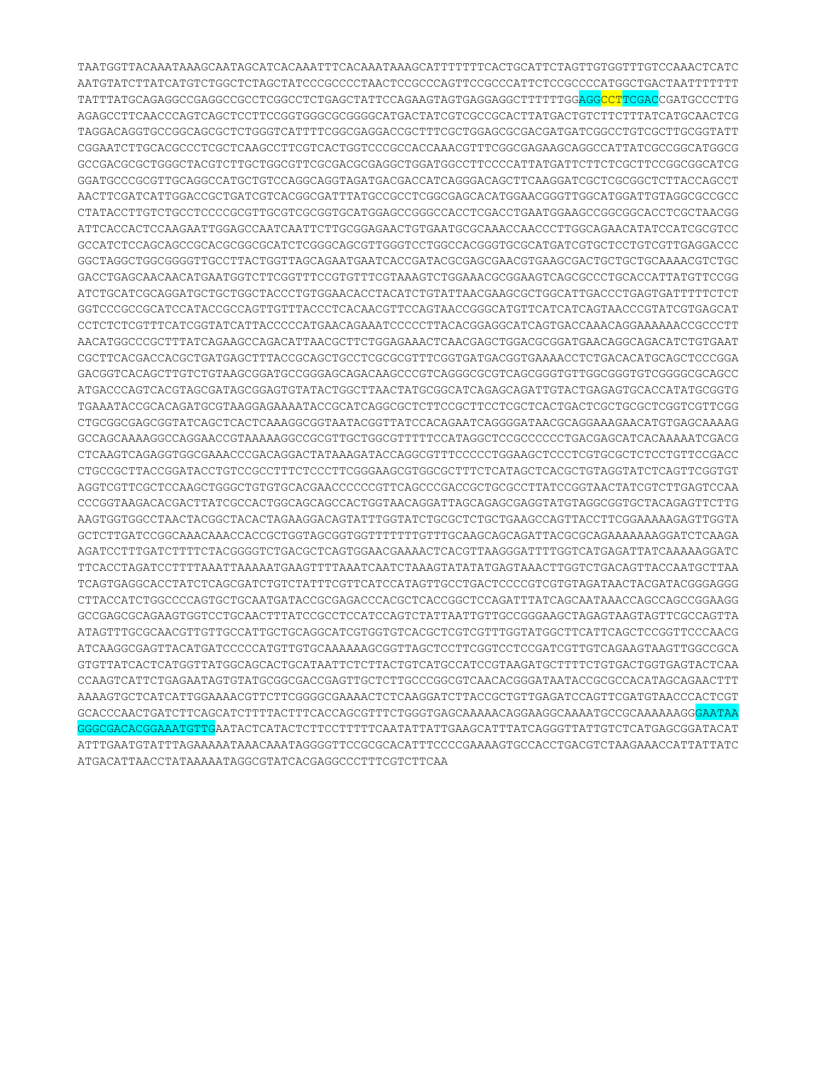TAATGGTTACAAATAAAGCAATAGCATCACAAATTTCACAAATAAAGCATTTTTTTCACTGCATTCTAGTTGTGGTTTGTCCAAACTCATC
AATGTATCTTATCATGTCTGGCTCTAGCTATCCCGCCCCTAACTCCGCCCAGTTCCGCCCATTCTCCGCCCCATGGCTGACTAATTTTTTT
TATTTATGCAGAGGCCGAGGCCGCCTCGGCCTCTGAGCTATTCCAGAAGTAGTGAGGAGGCTTTTTTGGAGGCCTTCGACCGATGCCCTTG
AGAGCCTTCAACCCAGTCAGCTCCTTCCGGTGGGCGCGGGGCATGACTATCGTCGCCGCACTTATGACTGTCTTCTTTATCATGCAACTCG
TAGGACAGGTGCCGGCAGCGCTCTGGGTCATTTTCGGCGAGGACCGCTTTCGCTGGAGCGCGACGATGATCGGCCTGTCGCTTGCGGTATT
CGGAATCTTGCACGCCCTCGCTCAAGCCTTCGTCACTGGTCCCGCCACCAAACGTTTCGGCGAGAAGCAGGCCATTATCGCCGGCATGGCG
GCCGACGCGCTGGGCTACGTCTTGCTGGCGTTCGCGACGCGAGGCTGGATGGCCTTCCCCATTATGATTCTTCTCGCTTCCGGCGGCATCG
GGATGCCCGCGTTGCAGGCCATGCTGTCCAGGCAGGTAGATGACGACCATCAGGGACAGCTTCAAGGATCGCTCGCGGCTCTTACCAGCCT
AACTTCGATCATTGGACCGCTGATCGTCACGGCGATTTATGCCGCCTCGGCGAGCACATGGAACGGGTTGGCATGGATTGTAGGCGCCGCC
CTATACCTTGTCTGCCTCCCCGCGTTGCGTCGCGGTGCATGGAGCCGGGCCACCTCGACCTGAATGGAAGCCGGCGGCACCTCGCTAACGG
ATTCACCACTCCAAGAATTGGAGCCAATCAATTCTTGCGGAGAACTGTGAATGCGCAAACCAACCCTTGGCAGAACATATCCATCGCGTCC
GCCATCTCCAGCAGCCGCACGCGGCGCATCTCGGGCAGCGTTGGGTCCTGGCCACGGGTGCGCATGATCGTGCTCCTGTCGTTGAGGACCC
GGCTAGGCTGGCGGGGTTGCCTTACTGGTTAGCAGAATGAATCACCGATACGCGAGCGAACGTGAAGCGACTGCTGCTGCAAAACGTCTGC
GACCTGAGCAACAACATGAATGGTCTTCGGTTTCCGTGTTTCGTAAAGTCTGGAAACGCGGAAGTCAGCGCCCTGCACCATTATGTTCCGG
ATCTGCATCGCAGGATGCTGCTGGCTACCCTGTGGAACACCTACATCTGTATTAACGAAGCGCTGGCATTGACCCTGAGTGATTTTTCTCT
GGTCCCGCCGCATCCATACCGCCAGTTGTTTACCCTCACAACGTTCCAGTAACCGGGCATGTTCATCATCAGTAACCCGTATCGTGAGCAT
CCTCTCTCGTTTCATCGGTATCATTACCCCCATGAACAGAAATCCCCCTTACACGGAGGCATCAGTGACCAAACAGGAAAAAACCGCCCTT
AACATGGCCCGCTTTATCAGAAGCCAGACATTAACGCTTCTGGAGAAACTCAACGAGCTGGACGCGGATGAACAGGCAGACATCTGTGAAT
CGCTTCACGACCACGCTGATGAGCTTTACCGCAGCTGCCTCGCGCGTTTCGGTGATGACGGTGAAAACCTCTGACACATGCAGCTCCCGGA
GACGGTCACAGCTTGTCTGTAAGCGGATGCCGGGAGCAGACAAGCCCGTCAGGGCGCGTCAGCGGGTGTTGGCGGGTGTCGGGGCGCAGCC
ATGACCCAGTCACGTAGCGATAGCGGAGTGTATACTGGCTTAACTATGCGGCATCAGAGCAGATTGTACTGAGAGTGCACCATATGCGGTG
TGAAATACCGCACAGATGCGTAAGGAGAAAATACCGCATCAGGCGCTCTTCCGCTTCCTCGCTCACTGACTCGCTGCGCTCGGTCGTTCGG
CTGCGGCGAGCGGTATCAGCTCACTCAAAGGCGGTAATACGGTTATCCACAGAATCAGGGGATAACGCAGGAAAGAACATGTGAGCAAAAG
GCCAGCAAAAGGCCAGGAACCGTAAAAAGGCCGCGTTGCTGGCGTTTTTCCATAGGCTCCGCCCCCCTGACGAGCATCACAAAAATCGACG
CTCAAGTCAGAGGTGGCGAAACCCGACAGGACTATAAAGATACCAGGCGTTTCCCCCTGGAAGCTCCCTCGTGCGCTCTCCTGTTCCGACC
CTGCCGCTTACCGGATACCTGTCCGCCTTTCTCCCTTCGGGAAGCGTGGCGCTTTCTCATAGCTCACGCTGTAGGTATCTCAGTTCGGTGT
AGGTCGTTCGCTCCAAGCTGGGCTGTGTGCACGAACCCCCCGTTCAGCCCGACCGCTGCGCCTTATCCGGTAACTATCGTCTTGAGTCCAA
CCCGGTAAGACACGACTTATCGCCACTGGCAGCAGCCACTGGTAACAGGATTAGCAGAGCGAGGTATGTAGGCGGTGCTACAGAGTTCTTG
AAGTGGTGGCCTAACTACGGCTACACTAGAAGGACAGTATTTGGTATCTGCGCTCTGCTGAAGCCAGTTACCTTCGGAAAAAGAGTTGGTA
GCTCTTGATCCGGCAAACAAACCACCGCTGGTAGCGGTGGTTTTTTTGTTTGCAAGCAGCAGATTACGCGCAGAAAAAAAGGATCTCAAGA
AGATCCTTTGATCTTTTCTACGGGGTCTGACGCTCAGTGGAACGAAAACTCACGTTAAGGGATTTTGGTCATGAGATTATCAAAAAGGATC
TTCACCTAGATCCTTTTAAATTAAAAATGAAGTTTTAAATCAATCTAAAGTATATATGAGTAAACTTGGTCTGACAGTTACCAATGCTTAA
TCAGTGAGGCACCTATCTCAGCGATCTGTCTATTTCGTTCATCCATAGTTGCCTGACTCCCCGTCGTGTAGATAACTACGATACGGGAGGG
CTTACCATCTGGCCCCAGTGCTGCAATGATACCGCGAGACCCACGCTCACCGGCTCCAGATTTATCAGCAATAAACCAGCCAGCCGGAAGG
GCCGAGCGCAGAAGTGGTCCTGCAACTTTATCCGCCTCCATCCAGTCTATTAATTGTTGCCGGGAAGCTAGAGTAAGTAGTTCGCCAGTTA
ATAGTTTGCGCAACGTTGTTGCCATTGCTGCAGGCATCGTGGTGTCACGCTCGTCGTTTGGTATGGCTTCATTCAGCTCCGGTTCCCAACG
ATCAAGGCGAGTTACATGATCCCCCATGTTGTGCAAAAAAGCGGTTAGCTCCTTCGGTCCTCCGATCGTTGTCAGAAGTAAGTTGGCCGCA
GTGTTATCACTCATGGTTATGGCAGCACTGCATAATTCTCTTACTGTCATGCCATCCGTAAGATGCTTTTCTGTGACTGGTGAGTACTCAA
CCAAGTCATTCTGAGAATAGTGTATGCGGCGACCGAGTTGCTCTTGCCCGGCGTCAACACGGGATAATACCGCGCCACATAGCAGAACTTT
AAAAGTGCTCATCATTGGAAAACGTTCTTCGGGGCGAAAACTCTCAAGGATCTTACCGCTGTTGAGATCCAGTTCGATGTAACCCACTCGT
GCACCCAACTGATCTTCAGCATCTTTTACTTTCACCAGCGTTTCTGGGTGAGCAAAAACAGGAAGGCAAAATGCCGCAAAAAAGGGAATAA
GGGCGACACGGAAATGTTGAATACTCATACTCTTCCTTTTTCAATATTATTGAAGCATTTATCAGGGTTATTGTCTCATGAGCGGATACAT
ATTTGAATGTATTTAGAAAAATAAACAAATAGGGGTTCCGCGCACATTTCCCCGAAAAGTGCCACCTGACGTCTAAGAAACCATTATTATC
ATGACATTAACCTATAAAAATAGGCGTATCACGAGGCCCTTTCGTCTTCAA